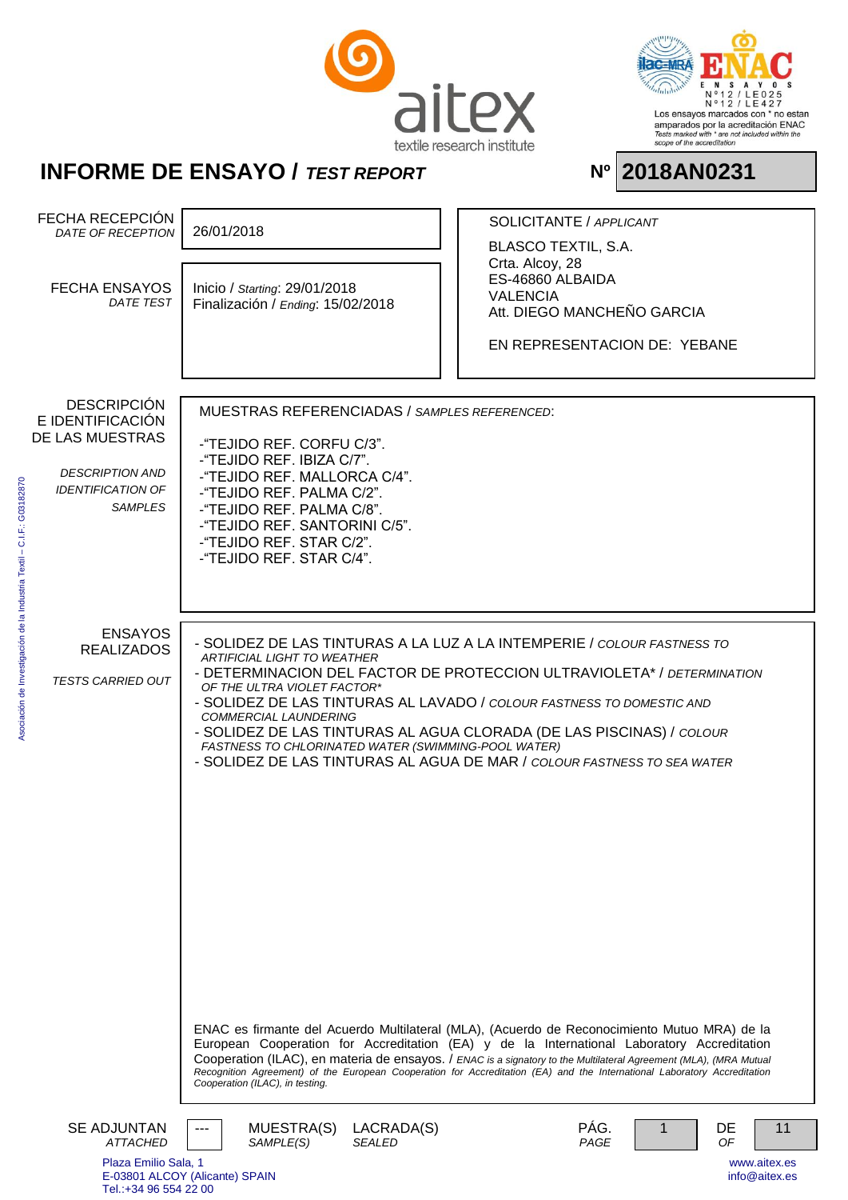aitex
textile research institute

ENAC ENSAYOS Nº12 / LE025 Nº12 / LE427

Los ensayos marcados con * no estan amparados por la acreditación ENAC
*Tests marked with * are not included within the scope of the accreditation*

# INFORME DE ENSAYO / *TEST REPORT*

**Nº 2018AN0231**

| | | |
|---|---|---|
| FECHA RECEPCIÓN / *DATE OF RECEPTION* | 26/01/2018 | SOLICITANTE / *APPLICANT*<br>BLASCO TEXTIL, S.A.<br>Crta. Alcoy, 28<br>ES-46860 ALBAIDA<br>VALENCIA<br>Att. DIEGO MANCHEÑO GARCIA<br><br>EN REPRESENTACION DE: YEBANE |
| FECHA ENSAYOS / *DATE TEST* | Inicio / *Starting*: 29/01/2018<br>Finalización / *Ending*: 15/02/2018 | |

**DESCRIPCIÓN E IDENTIFICACIÓN DE LAS MUESTRAS** / *DESCRIPTION AND IDENTIFICATION OF SAMPLES*

MUESTRAS REFERENCIADAS / *SAMPLES REFERENCED*:

- "TEJIDO REF. CORFU C/3".
- "TEJIDO REF. IBIZA C/7".
- "TEJIDO REF. MALLORCA C/4".
- "TEJIDO REF. PALMA C/2".
- "TEJIDO REF. PALMA C/8".
- "TEJIDO REF. SANTORINI C/5".
- "TEJIDO REF. STAR C/2".
- "TEJIDO REF. STAR C/4".

**ENSAYOS REALIZADOS** / *TESTS CARRIED OUT*

- SOLIDEZ DE LAS TINTURAS A LA LUZ A LA INTEMPERIE / *COLOUR FASTNESS TO ARTIFICIAL LIGHT TO WEATHER*
- DETERMINACION DEL FACTOR DE PROTECCION ULTRAVIOLETA* / *DETERMINATION OF THE ULTRA VIOLET FACTOR**
- SOLIDEZ DE LAS TINTURAS AL LAVADO / *COLOUR FASTNESS TO DOMESTIC AND COMMERCIAL LAUNDERING*
- SOLIDEZ DE LAS TINTURAS AL AGUA CLORADA (DE LAS PISCINAS) / *COLOUR FASTNESS TO CHLORINATED WATER (SWIMMING-POOL WATER)*
- SOLIDEZ DE LAS TINTURAS AL AGUA DE MAR / *COLOUR FASTNESS TO SEA WATER*

ENAC es firmante del Acuerdo Multilateral (MLA), (Acuerdo de Reconocimiento Mutuo MRA) de la European Cooperation for Accreditation (EA) y de la International Laboratory Accreditation Cooperation (ILAC), en materia de ensayos. / *ENAC is a signatory to the Multilateral Agreement (MLA), (MRA Mutual Recognition Agreement) of the European Cooperation for Accreditation (EA) and the International Laboratory Accreditation Cooperation (ILAC), in testing.*

SE ADJUNTAN / *ATTACHED* --- MUESTRA(S) / *SAMPLE(S)* LACRADA(S) / *SEALED*

Plaza Emilio Sala, 1
E-03801 ALCOY (Alicante) SPAIN
Tel.:+34 96 554 22 00

www.aitex.es
info@aitex.es

Asociación de Investigación de la Industria Textil – C.I.F.: G03182870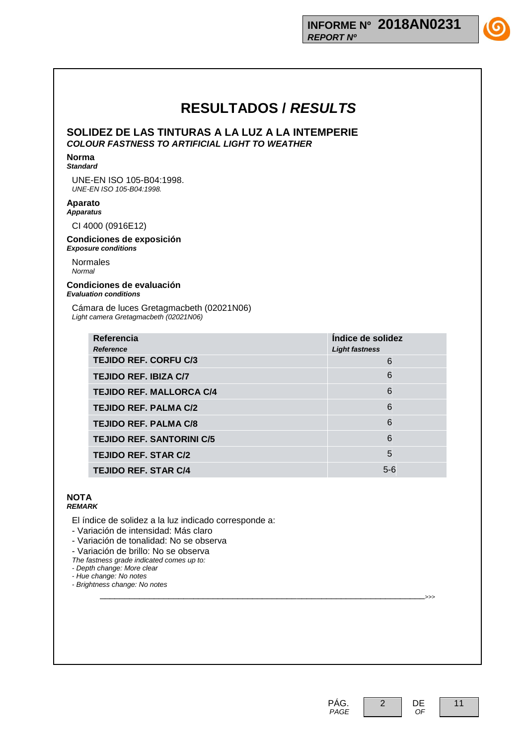# RESULTADOS / *RESULTS*

## SOLIDEZ DE LAS TINTURAS A LA LUZ A LA INTEMPERIE
***COLOUR FASTNESS TO ARTIFICIAL LIGHT TO WEATHER***

**Norma**
***Standard***

UNE-EN ISO 105-B04:1998.
*UNE-EN ISO 105-B04:1998.*

**Aparato**
***Apparatus***

CI 4000 (0916E12)

**Condiciones de exposición**
***Exposure conditions***

Normales
*Normal*

**Condiciones de evaluación**
***Evaluation conditions***

Cámara de luces Gretagmacbeth (02021N06)
*Light camera Gretagmacbeth (02021N06)*

| **Referencia** ***Reference*** | **Índice de solidez** ***Light fastness*** |
|---|---|
| **TEJIDO REF. CORFU C/3** | 6 |
| **TEJIDO REF. IBIZA C/7** | 6 |
| **TEJIDO REF. MALLORCA C/4** | 6 |
| **TEJIDO REF. PALMA C/2** | 6 |
| **TEJIDO REF. PALMA C/8** | 6 |
| **TEJIDO REF. SANTORINI C/5** | 6 |
| **TEJIDO REF. STAR C/2** | 5 |
| **TEJIDO REF. STAR C/4** | 5-6 |

**NOTA**
***REMARK***

El índice de solidez a la luz indicado corresponde a:
- Variación de intensidad: Más claro
- Variación de tonalidad: No se observa
- Variación de brillo: No se observa

*The fastness grade indicated comes up to:*
*- Depth change: More clear*
*- Hue change: No notes*
*- Brightness change: No notes*

\>>>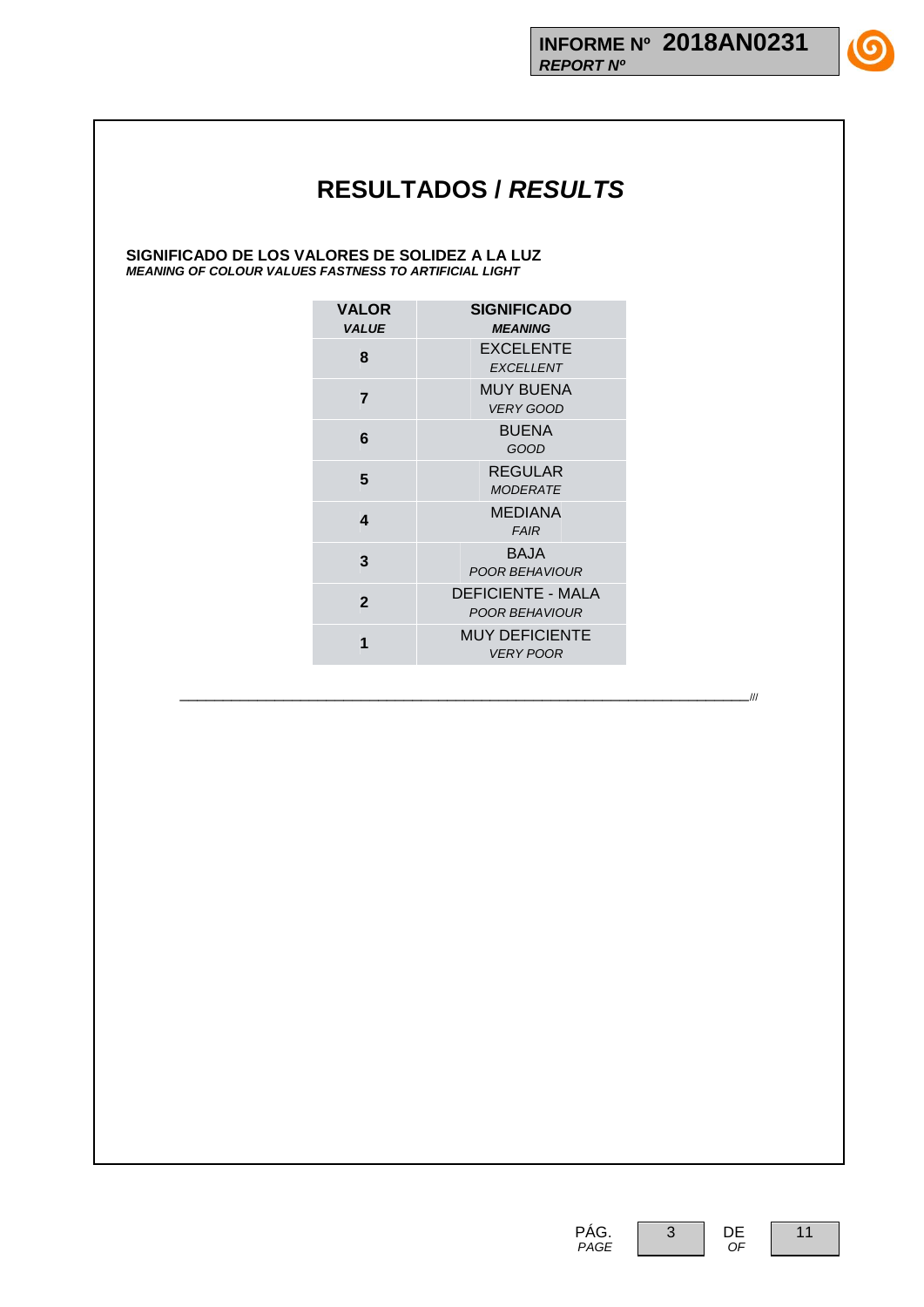# RESULTADOS / *RESULTS*

**SIGNIFICADO DE LOS VALORES DE SOLIDEZ A LA LUZ**
***MEANING OF COLOUR VALUES FASTNESS TO ARTIFICIAL LIGHT***

| **VALOR** ***VALUE*** | **SIGNIFICADO** ***MEANING*** |
|---|---|
| **8** | EXCELENTE *EXCELLENT* |
| **7** | MUY BUENA *VERY GOOD* |
| **6** | BUENA *GOOD* |
| **5** | REGULAR *MODERATE* |
| **4** | MEDIANA *FAIR* |
| **3** | BAJA *POOR BEHAVIOUR* |
| **2** | DEFICIENTE - MALA *POOR BEHAVIOUR* |
| **1** | MUY DEFICIENTE *VERY POOR* |

\_\_\_\_\_\_\_\_\_\_\_\_\_\_\_\_\_\_\_\_\_\_\_\_\_\_\_\_\_\_\_\_\_\_\_\_\_\_\_\_\_\_\_\_\_\_\_\_\_\_\_\_\_\_\_\_\_\_\_\_\_\_\_\_\_\_\_\_///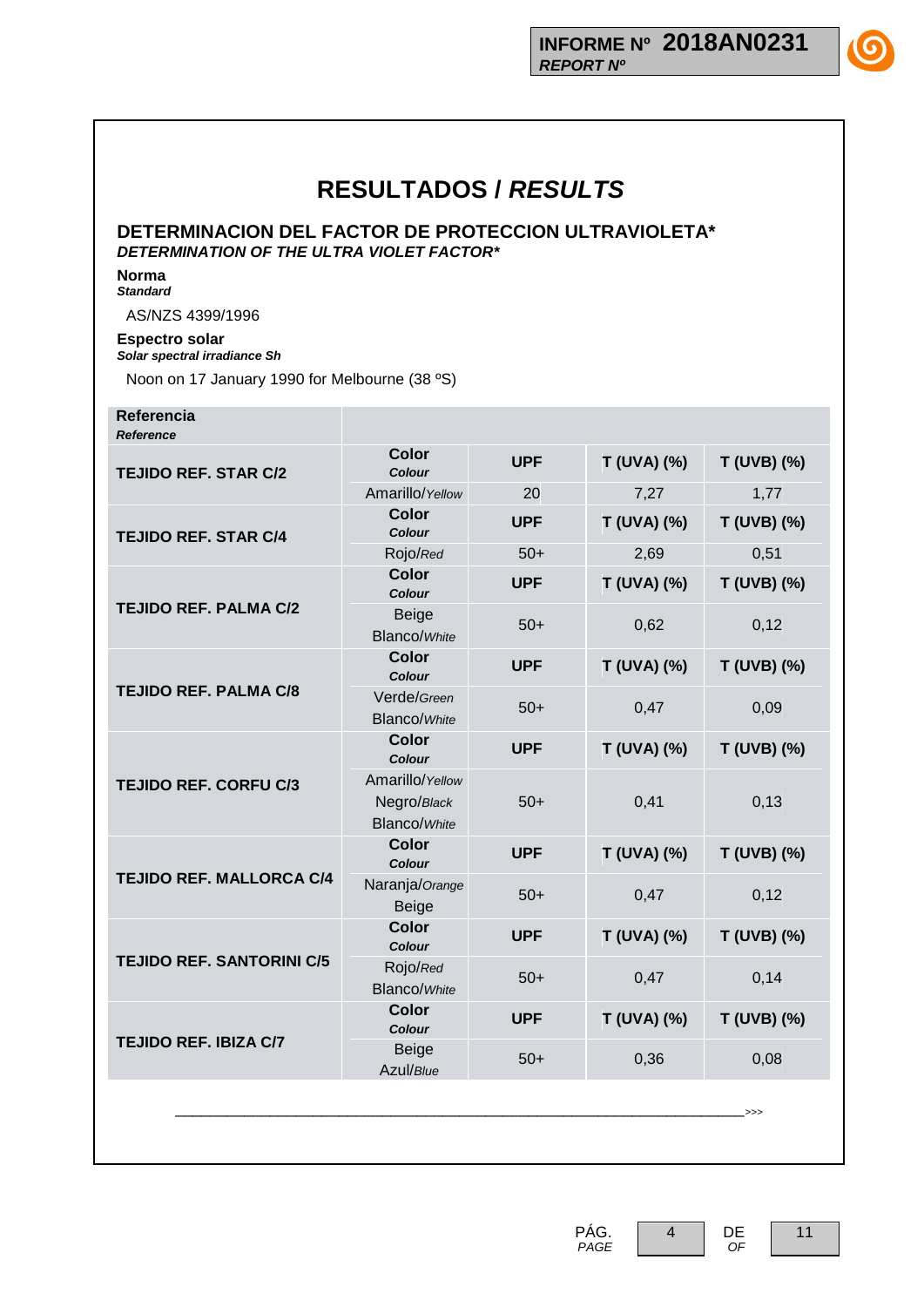# RESULTADOS / *RESULTS*

## DETERMINACION DEL FACTOR DE PROTECCION ULTRAVIOLETA*
### *DETERMINATION OF THE ULTRA VIOLET FACTOR**

**Norma**
***Standard***

AS/NZS 4399/1996

**Espectro solar**
***Solar spectral irradiance Sh***

Noon on 17 January 1990 for Melbourne (38 ºS)

| Referencia *Reference* | Color *Colour* | UPF | T (UVA) (%) | T (UVB) (%) |
|---|---|---|---|---|
| TEJIDO REF. STAR C/2 | Amarillo/*Yellow* | 20 | 7,27 | 1,77 |
| TEJIDO REF. STAR C/4 | Rojo/*Red* | 50+ | 2,69 | 0,51 |
| TEJIDO REF. PALMA C/2 | Beige Blanco/*White* | 50+ | 0,62 | 0,12 |
| TEJIDO REF. PALMA C/8 | Verde/*Green* Blanco/*White* | 50+ | 0,47 | 0,09 |
| TEJIDO REF. CORFU C/3 | Amarillo/*Yellow* Negro/*Black* Blanco/*White* | 50+ | 0,41 | 0,13 |
| TEJIDO REF. MALLORCA C/4 | Naranja/*Orange* Beige | 50+ | 0,47 | 0,12 |
| TEJIDO REF. SANTORINI C/5 | Rojo/*Red* Blanco/*White* | 50+ | 0,47 | 0,14 |
| TEJIDO REF. IBIZA C/7 | Beige Azul/*Blue* | 50+ | 0,36 | 0,08 |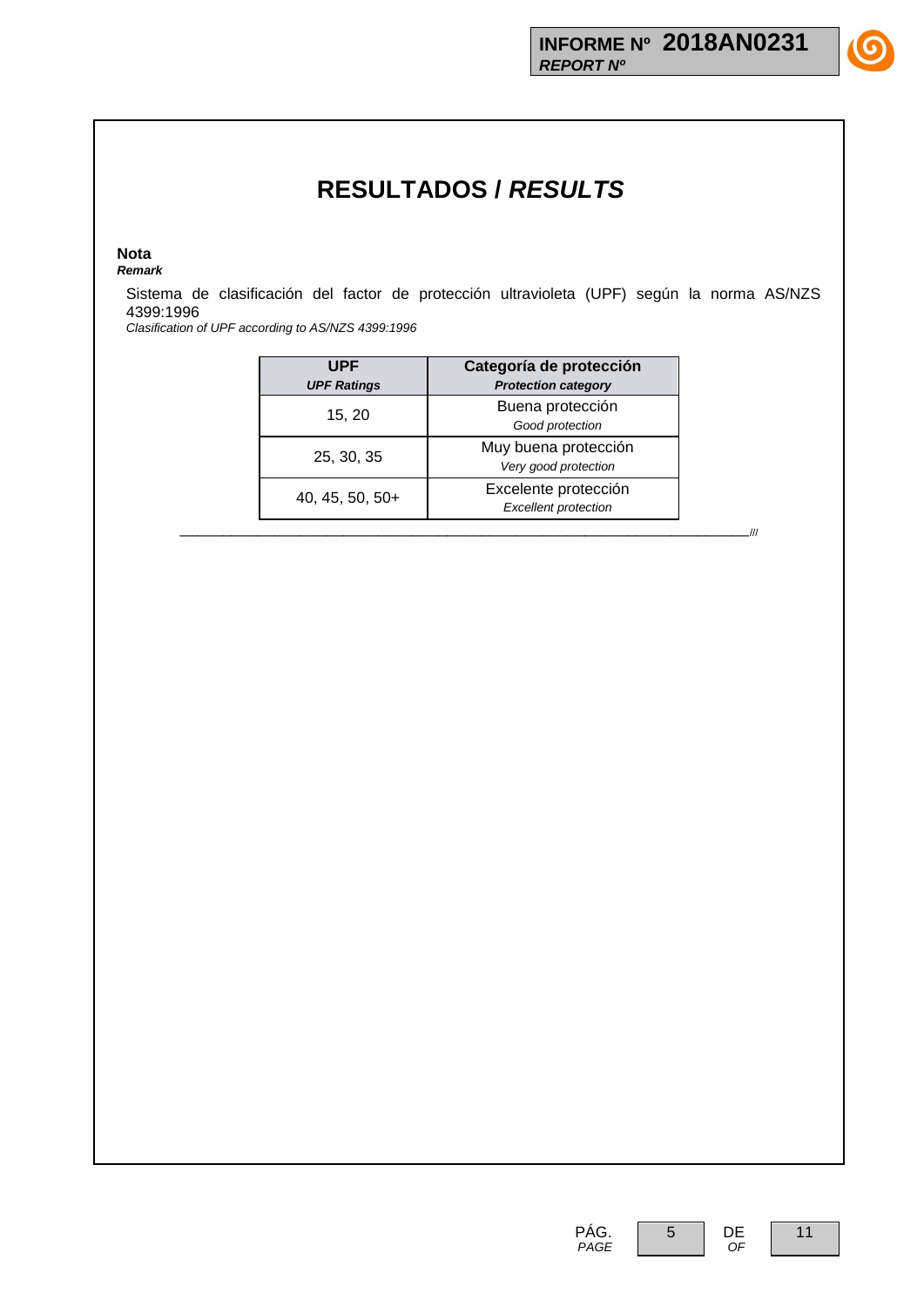# RESULTADOS / *RESULTS*

**Nota**
***Remark***

Sistema de clasificación del factor de protección ultravioleta (UPF) según la norma AS/NZS 4399:1996
*Clasification of UPF according to AS/NZS 4399:1996*

| **UPF** ***UPF Ratings*** | **Categoría de protección** ***Protection category*** |
|---|---|
| 15, 20 | Buena protección *Good protection* |
| 25, 30, 35 | Muy buena protección *Very good protection* |
| 40, 45, 50, 50+ | Excelente protección *Excellent protection* |

\_\_\_\_\_\_\_\_\_\_\_\_\_\_\_\_\_\_\_\_\_\_\_\_\_\_\_\_\_\_\_\_\_\_\_\_\_\_\_\_\_\_\_\_\_\_\_\_\_\_\_\_\_\_\_\_\_\_\_\_\_\_\_\_\_\_\_\_\_\_///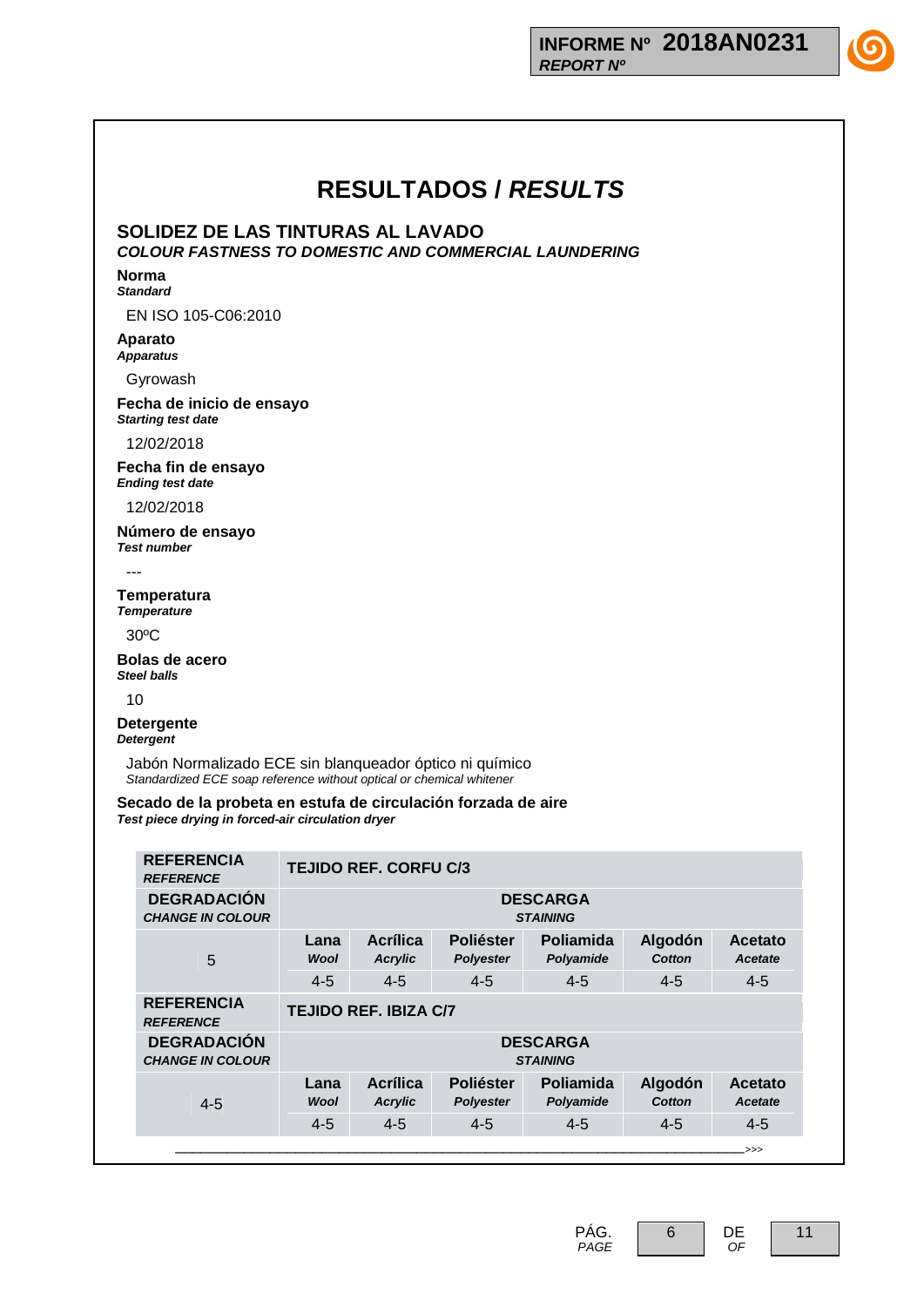# RESULTADOS / *RESULTS*

## SOLIDEZ DE LAS TINTURAS AL LAVADO
### *COLOUR FASTNESS TO DOMESTIC AND COMMERCIAL LAUNDERING*

**Norma**
***Standard***

EN ISO 105-C06:2010

**Aparato**
***Apparatus***

Gyrowash

**Fecha de inicio de ensayo**
***Starting test date***

12/02/2018

**Fecha fin de ensayo**
***Ending test date***

12/02/2018

**Número de ensayo**
***Test number***

---

**Temperatura**
***Temperature***

30ºC

**Bolas de acero**
***Steel balls***

10

**Detergente**
***Detergent***

Jabón Normalizado ECE sin blanqueador óptico ni químico
*Standardized ECE soap reference without optical or chemical whitener*

**Secado de la probeta en estufa de circulación forzada de aire**
***Test piece drying in forced-air circulation dryer***

| **REFERENCIA** *REFERENCE* | **TEJIDO REF. CORFU C/3** | | | | | |
|---|---|---|---|---|---|---|
| **DEGRADACIÓN** *CHANGE IN COLOUR* | **DESCARGA** *STAINING* | | | | | |
| | **Lana** *Wool* | **Acrílica** *Acrylic* | **Poliéster** *Polyester* | **Poliamida** *Polyamide* | **Algodón** *Cotton* | **Acetato** *Acetate* |
| 5 | 4-5 | 4-5 | 4-5 | 4-5 | 4-5 | 4-5 |

| **REFERENCIA** *REFERENCE* | **TEJIDO REF. IBIZA C/7** | | | | | |
|---|---|---|---|---|---|---|
| **DEGRADACIÓN** *CHANGE IN COLOUR* | **DESCARGA** *STAINING* | | | | | |
| | **Lana** *Wool* | **Acrílica** *Acrylic* | **Poliéster** *Polyester* | **Poliamida** *Polyamide* | **Algodón** *Cotton* | **Acetato** *Acetate* |
| 4-5 | 4-5 | 4-5 | 4-5 | 4-5 | 4-5 | 4-5 |

\>>>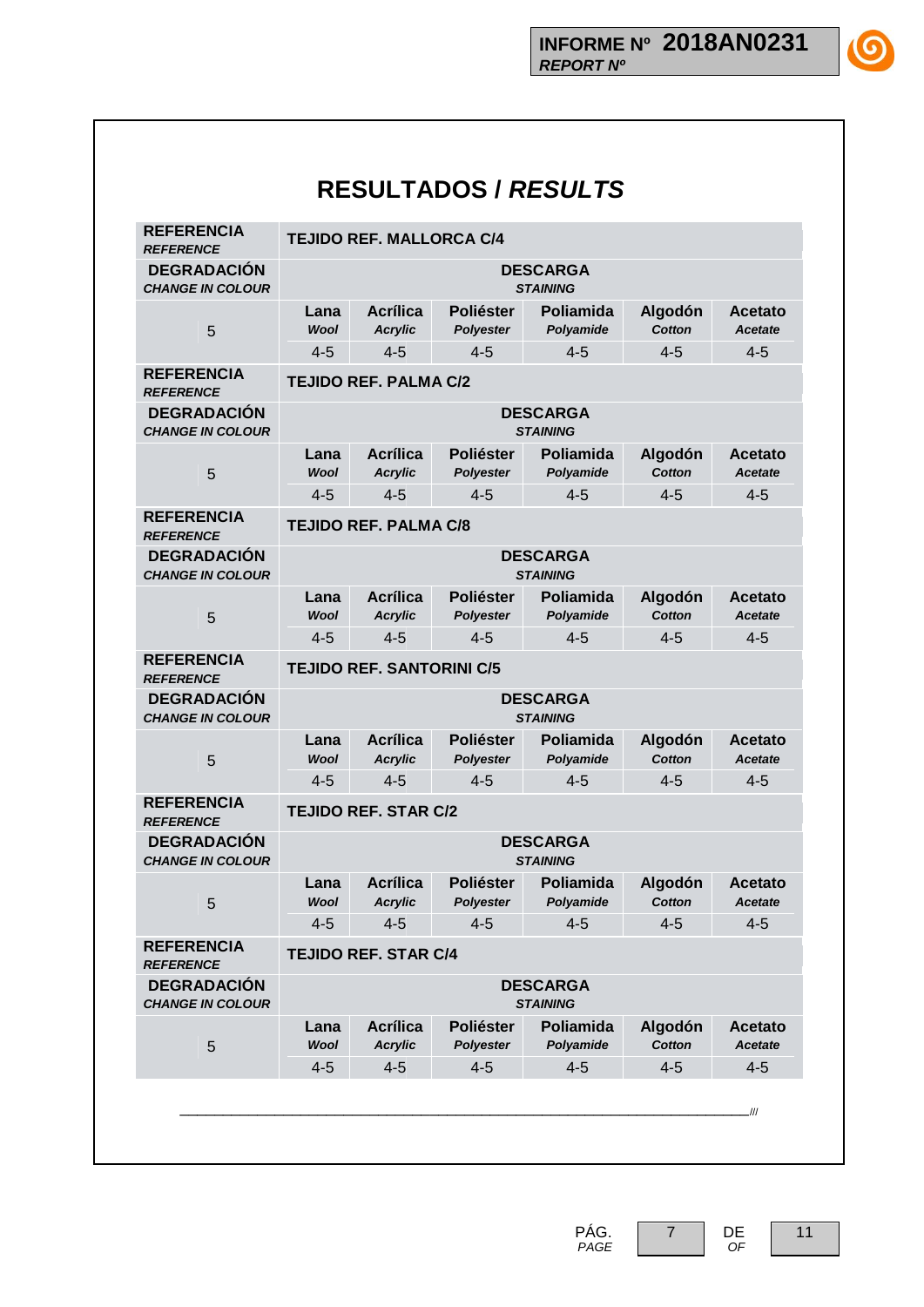# RESULTADOS / *RESULTS*

| **REFERENCIA** *REFERENCE* | **TEJIDO REF. MALLORCA C/4** | | | | | |
|---|---|---|---|---|---|---|
| **DEGRADACIÓN** *CHANGE IN COLOUR* | **DESCARGA** *STAINING* | | | | | |
| | **Lana** *Wool* | **Acrílica** *Acrylic* | **Poliéster** *Polyester* | **Poliamida** *Polyamide* | **Algodón** *Cotton* | **Acetato** *Acetate* |
| 5 | 4-5 | 4-5 | 4-5 | 4-5 | 4-5 | 4-5 |
| **REFERENCIA** *REFERENCE* | **TEJIDO REF. PALMA C/2** | | | | | |
| **DEGRADACIÓN** *CHANGE IN COLOUR* | **DESCARGA** *STAINING* | | | | | |
| | **Lana** *Wool* | **Acrílica** *Acrylic* | **Poliéster** *Polyester* | **Poliamida** *Polyamide* | **Algodón** *Cotton* | **Acetato** *Acetate* |
| 5 | 4-5 | 4-5 | 4-5 | 4-5 | 4-5 | 4-5 |
| **REFERENCIA** *REFERENCE* | **TEJIDO REF. PALMA C/8** | | | | | |
| **DEGRADACIÓN** *CHANGE IN COLOUR* | **DESCARGA** *STAINING* | | | | | |
| | **Lana** *Wool* | **Acrílica** *Acrylic* | **Poliéster** *Polyester* | **Poliamida** *Polyamide* | **Algodón** *Cotton* | **Acetato** *Acetate* |
| 5 | 4-5 | 4-5 | 4-5 | 4-5 | 4-5 | 4-5 |
| **REFERENCIA** *REFERENCE* | **TEJIDO REF. SANTORINI C/5** | | | | | |
| **DEGRADACIÓN** *CHANGE IN COLOUR* | **DESCARGA** *STAINING* | | | | | |
| | **Lana** *Wool* | **Acrílica** *Acrylic* | **Poliéster** *Polyester* | **Poliamida** *Polyamide* | **Algodón** *Cotton* | **Acetato** *Acetate* |
| 5 | 4-5 | 4-5 | 4-5 | 4-5 | 4-5 | 4-5 |
| **REFERENCIA** *REFERENCE* | **TEJIDO REF. STAR C/2** | | | | | |
| **DEGRADACIÓN** *CHANGE IN COLOUR* | **DESCARGA** *STAINING* | | | | | |
| | **Lana** *Wool* | **Acrílica** *Acrylic* | **Poliéster** *Polyester* | **Poliamida** *Polyamide* | **Algodón** *Cotton* | **Acetato** *Acetate* |
| 5 | 4-5 | 4-5 | 4-5 | 4-5 | 4-5 | 4-5 |
| **REFERENCIA** *REFERENCE* | **TEJIDO REF. STAR C/4** | | | | | |
| **DEGRADACIÓN** *CHANGE IN COLOUR* | **DESCARGA** *STAINING* | | | | | |
| | **Lana** *Wool* | **Acrílica** *Acrylic* | **Poliéster** *Polyester* | **Poliamida** *Polyamide* | **Algodón** *Cotton* | **Acetato** *Acetate* |
| 5 | 4-5 | 4-5 | 4-5 | 4-5 | 4-5 | 4-5 |

___________________________________________________________________///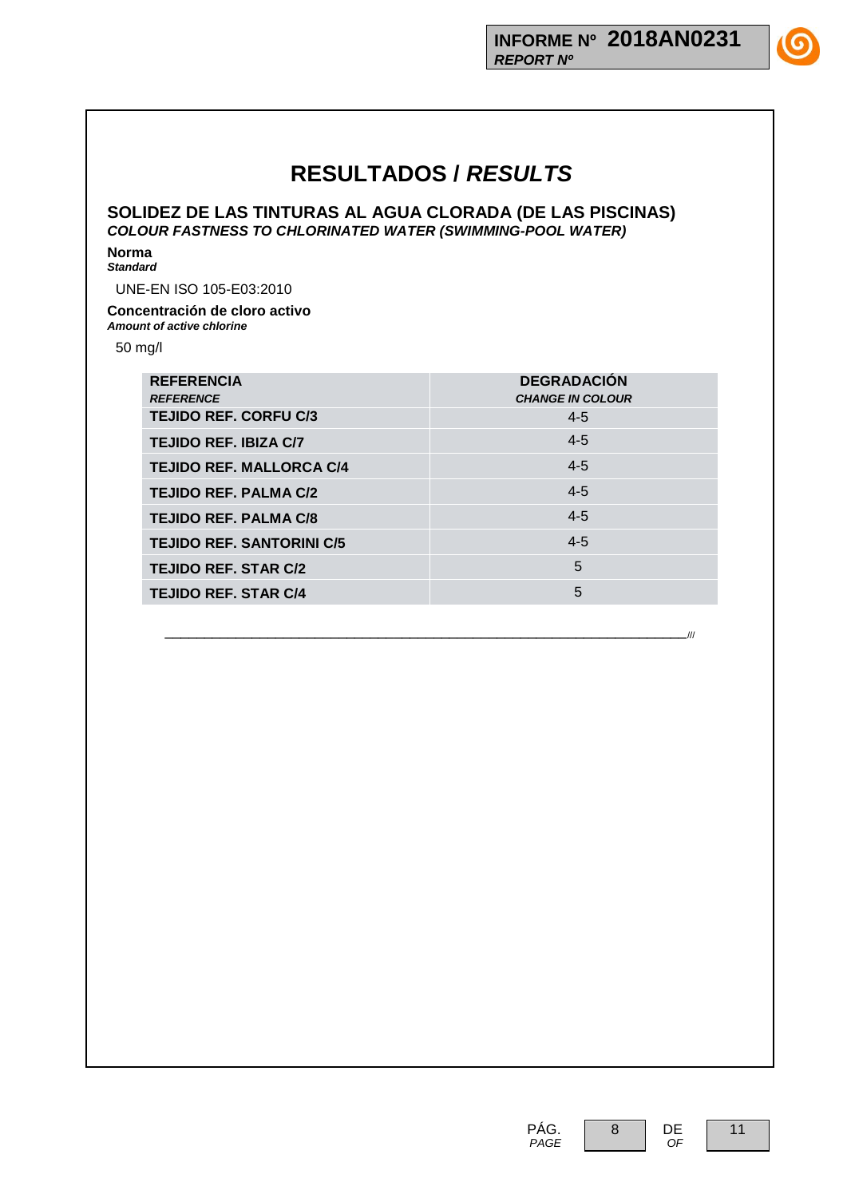# RESULTADOS / *RESULTS*

## SOLIDEZ DE LAS TINTURAS AL AGUA CLORADA (DE LAS PISCINAS)
***COLOUR FASTNESS TO CHLORINATED WATER (SWIMMING-POOL WATER)***

**Norma**
***Standard***

UNE-EN ISO 105-E03:2010

**Concentración de cloro activo**
***Amount of active chlorine***

50 mg/l

| **REFERENCIA** *REFERENCE* | **DEGRADACIÓN** *CHANGE IN COLOUR* |
|---|---|
| **TEJIDO REF. CORFU C/3** | 4-5 |
| **TEJIDO REF. IBIZA C/7** | 4-5 |
| **TEJIDO REF. MALLORCA C/4** | 4-5 |
| **TEJIDO REF. PALMA C/2** | 4-5 |
| **TEJIDO REF. PALMA C/8** | 4-5 |
| **TEJIDO REF. SANTORINI C/5** | 4-5 |
| **TEJIDO REF. STAR C/2** | 5 |
| **TEJIDO REF. STAR C/4** | 5 |

___________________________________________________________________///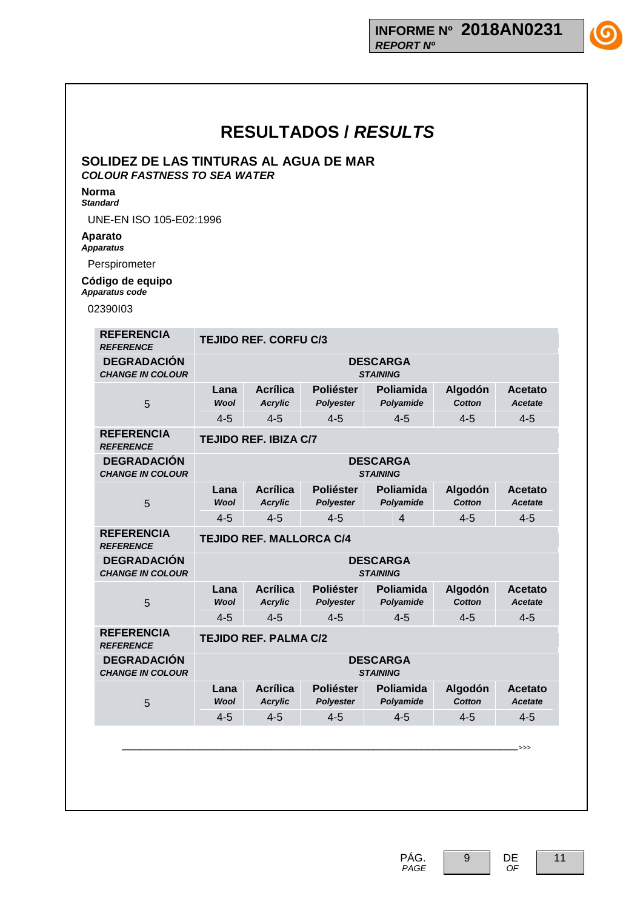# RESULTADOS / *RESULTS*

## SOLIDEZ DE LAS TINTURAS AL AGUA DE MAR
### *COLOUR FASTNESS TO SEA WATER*

**Norma**
***Standard***

UNE-EN ISO 105-E02:1996

**Aparato**
***Apparatus***

Perspirometer

**Código de equipo**
***Apparatus code***

02390I03

| **REFERENCIA** *REFERENCE* | **TEJIDO REF. CORFU C/3** | | | | | |
|---|---|---|---|---|---|---|
| **DEGRADACIÓN** *CHANGE IN COLOUR* | **DESCARGA** *STAINING* | | | | | |
| | **Lana** *Wool* | **Acrílica** *Acrylic* | **Poliéster** *Polyester* | **Poliamida** *Polyamide* | **Algodón** *Cotton* | **Acetato** *Acetate* |
| 5 | 4-5 | 4-5 | 4-5 | 4-5 | 4-5 | 4-5 |
| **REFERENCIA** *REFERENCE* | **TEJIDO REF. IBIZA C/7** | | | | | |
| **DEGRADACIÓN** *CHANGE IN COLOUR* | **DESCARGA** *STAINING* | | | | | |
| | **Lana** *Wool* | **Acrílica** *Acrylic* | **Poliéster** *Polyester* | **Poliamida** *Polyamide* | **Algodón** *Cotton* | **Acetato** *Acetate* |
| 5 | 4-5 | 4-5 | 4-5 | 4 | 4-5 | 4-5 |
| **REFERENCIA** *REFERENCE* | **TEJIDO REF. MALLORCA C/4** | | | | | |
| **DEGRADACIÓN** *CHANGE IN COLOUR* | **DESCARGA** *STAINING* | | | | | |
| | **Lana** *Wool* | **Acrílica** *Acrylic* | **Poliéster** *Polyester* | **Poliamida** *Polyamide* | **Algodón** *Cotton* | **Acetato** *Acetate* |
| 5 | 4-5 | 4-5 | 4-5 | 4-5 | 4-5 | 4-5 |
| **REFERENCIA** *REFERENCE* | **TEJIDO REF. PALMA C/2** | | | | | |
| **DEGRADACIÓN** *CHANGE IN COLOUR* | **DESCARGA** *STAINING* | | | | | |
| | **Lana** *Wool* | **Acrílica** *Acrylic* | **Poliéster** *Polyester* | **Poliamida** *Polyamide* | **Algodón** *Cotton* | **Acetato** *Acetate* |
| 5 | 4-5 | 4-5 | 4-5 | 4-5 | 4-5 | 4-5 |

___________________________________________________________________>>>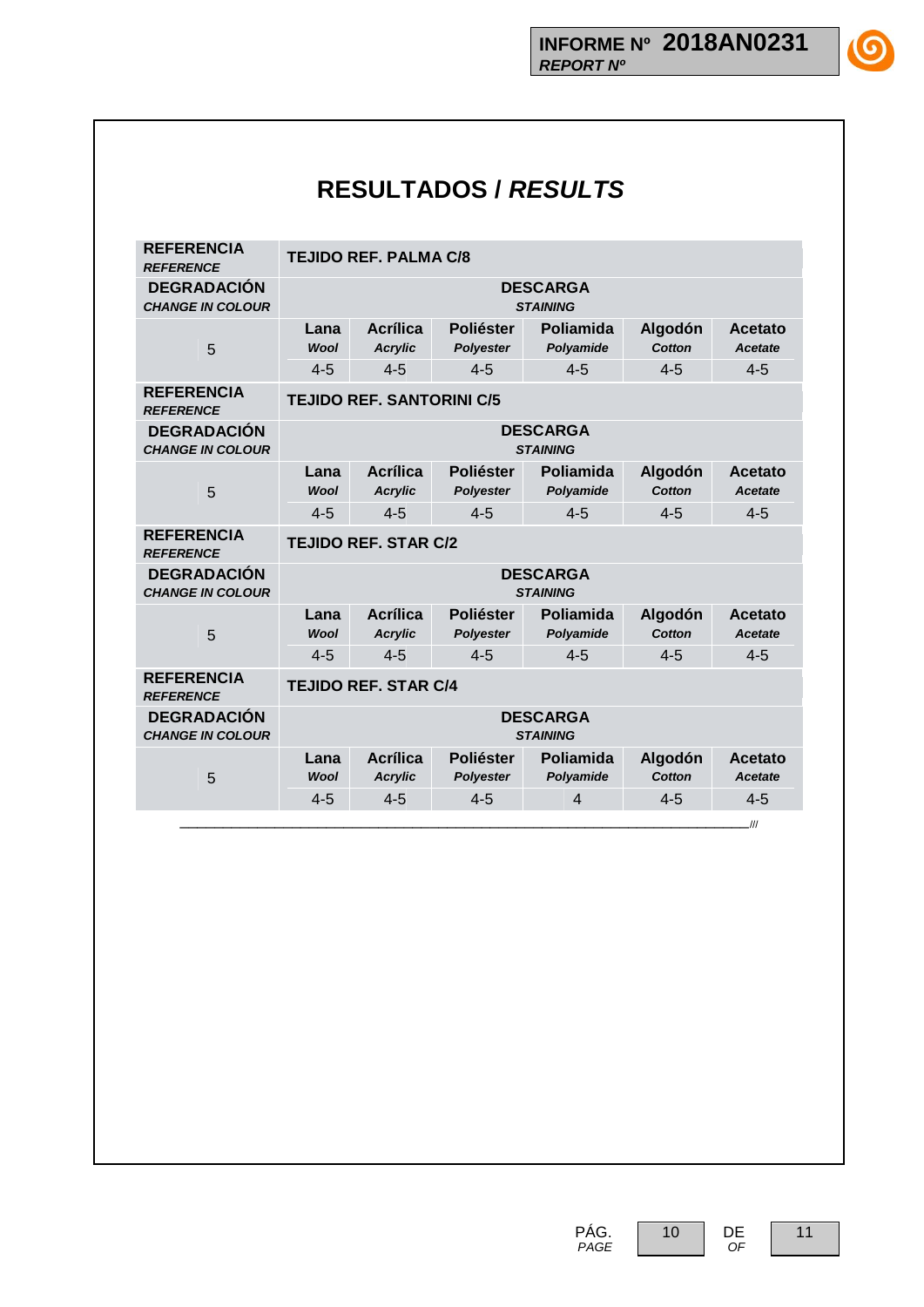# RESULTADOS / *RESULTS*

| **REFERENCIA** *REFERENCE* | **TEJIDO REF. PALMA C/8** | | | | | |
|---|---|---|---|---|---|---|
| **DEGRADACIÓN** *CHANGE IN COLOUR* | **DESCARGA** *STAINING* | | | | | |
| | **Lana** *Wool* | **Acrílica** *Acrylic* | **Poliéster** *Polyester* | **Poliamida** *Polyamide* | **Algodón** *Cotton* | **Acetato** *Acetate* |
| 5 | 4-5 | 4-5 | 4-5 | 4-5 | 4-5 | 4-5 |
| **REFERENCIA** *REFERENCE* | **TEJIDO REF. SANTORINI C/5** | | | | | |
| **DEGRADACIÓN** *CHANGE IN COLOUR* | **DESCARGA** *STAINING* | | | | | |
| | **Lana** *Wool* | **Acrílica** *Acrylic* | **Poliéster** *Polyester* | **Poliamida** *Polyamide* | **Algodón** *Cotton* | **Acetato** *Acetate* |
| 5 | 4-5 | 4-5 | 4-5 | 4-5 | 4-5 | 4-5 |
| **REFERENCIA** *REFERENCE* | **TEJIDO REF. STAR C/2** | | | | | |
| **DEGRADACIÓN** *CHANGE IN COLOUR* | **DESCARGA** *STAINING* | | | | | |
| | **Lana** *Wool* | **Acrílica** *Acrylic* | **Poliéster** *Polyester* | **Poliamida** *Polyamide* | **Algodón** *Cotton* | **Acetato** *Acetate* |
| 5 | 4-5 | 4-5 | 4-5 | 4-5 | 4-5 | 4-5 |
| **REFERENCIA** *REFERENCE* | **TEJIDO REF. STAR C/4** | | | | | |
| **DEGRADACIÓN** *CHANGE IN COLOUR* | **DESCARGA** *STAINING* | | | | | |
| | **Lana** *Wool* | **Acrílica** *Acrylic* | **Poliéster** *Polyester* | **Poliamida** *Polyamide* | **Algodón** *Cotton* | **Acetato** *Acetate* |
| 5 | 4-5 | 4-5 | 4-5 | 4 | 4-5 | 4-5 |

___________________________________________________________________________///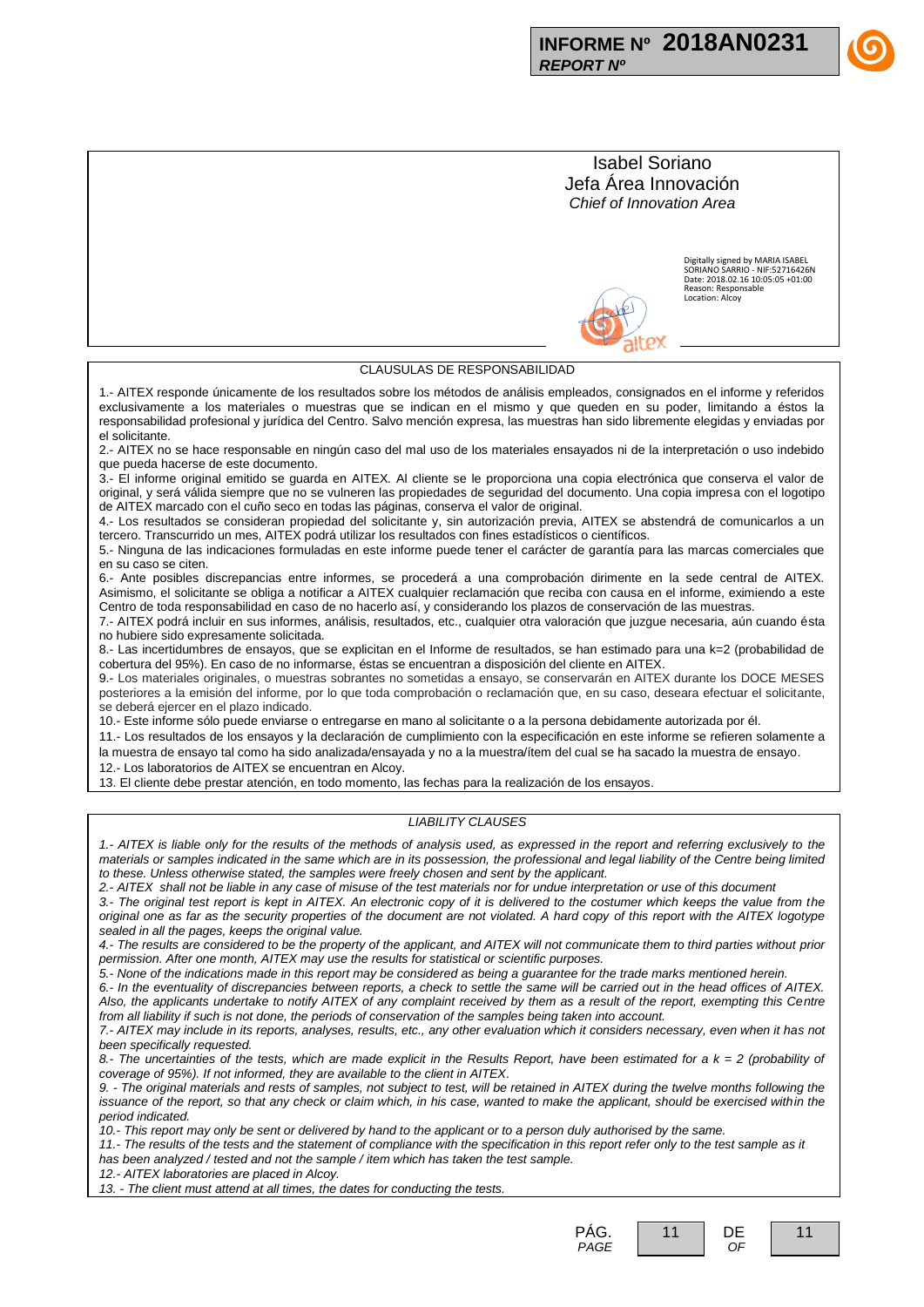Isabel Soriano
Jefa Área Innovación
*Chief of Innovation Area*

Digitally signed by MARIA ISABEL SORIANO SARRIO - NIF:52716426N
Date: 2018.02.16 10:05:05 +01:00
Reason: Responsable
Location: Alcoy

## CLAUSULAS DE RESPONSABILIDAD

1.- AITEX responde únicamente de los resultados sobre los métodos de análisis empleados, consignados en el informe y referidos exclusivamente a los materiales o muestras que se indican en el mismo y que queden en su poder, limitando a éstos la responsabilidad profesional y jurídica del Centro. Salvo mención expresa, las muestras han sido libremente elegidas y enviadas por el solicitante.

2.- AITEX no se hace responsable en ningún caso del mal uso de los materiales ensayados ni de la interpretación o uso indebido que pueda hacerse de este documento.

3.- El informe original emitido se guarda en AITEX. Al cliente se le proporciona una copia electrónica que conserva el valor de original, y será válida siempre que no se vulneren las propiedades de seguridad del documento. Una copia impresa con el logotipo de AITEX marcado con el cuño seco en todas las páginas, conserva el valor de original.

4.- Los resultados se consideran propiedad del solicitante y, sin autorización previa, AITEX se abstendrá de comunicarlos a un tercero. Transcurrido un mes, AITEX podrá utilizar los resultados con fines estadísticos o científicos.

5.- Ninguna de las indicaciones formuladas en este informe puede tener el carácter de garantía para las marcas comerciales que en su caso se citen.

6.- Ante posibles discrepancias entre informes, se procederá a una comprobación dirimente en la sede central de AITEX. Asimismo, el solicitante se obliga a notificar a AITEX cualquier reclamación que reciba con causa en el informe, eximiendo a este Centro de toda responsabilidad en caso de no hacerlo así, y considerando los plazos de conservación de las muestras.

7.- AITEX podrá incluir en sus informes, análisis, resultados, etc., cualquier otra valoración que juzgue necesaria, aún cuando ésta no hubiere sido expresamente solicitada.

8.- Las incertidumbres de ensayos, que se explicitan en el Informe de resultados, se han estimado para una k=2 (probabilidad de cobertura del 95%). En caso de no informarse, éstas se encuentran a disposición del cliente en AITEX.

9.- Los materiales originales, o muestras sobrantes no sometidas a ensayo, se conservarán en AITEX durante los DOCE MESES posteriores a la emisión del informe, por lo que toda comprobación o reclamación que, en su caso, deseara efectuar el solicitante, se deberá ejercer en el plazo indicado.

10.- Este informe sólo puede enviarse o entregarse en mano al solicitante o a la persona debidamente autorizada por él.

11.- Los resultados de los ensayos y la declaración de cumplimiento con la especificación en este informe se refieren solamente a la muestra de ensayo tal como ha sido analizada/ensayada y no a la muestra/ítem del cual se ha sacado la muestra de ensayo.

12.- Los laboratorios de AITEX se encuentran en Alcoy.

13. El cliente debe prestar atención, en todo momento, las fechas para la realización de los ensayos.

## *LIABILITY CLAUSES*

*1.- AITEX is liable only for the results of the methods of analysis used, as expressed in the report and referring exclusively to the materials or samples indicated in the same which are in its possession, the professional and legal liability of the Centre being limited to these. Unless otherwise stated, the samples were freely chosen and sent by the applicant.*

*2.- AITEX shall not be liable in any case of misuse of the test materials nor for undue interpretation or use of this document*

*3.- The original test report is kept in AITEX. An electronic copy of it is delivered to the costumer which keeps the value from the original one as far as the security properties of the document are not violated. A hard copy of this report with the AITEX logotype sealed in all the pages, keeps the original value.*

*4.- The results are considered to be the property of the applicant, and AITEX will not communicate them to third parties without prior permission. After one month, AITEX may use the results for statistical or scientific purposes.*

*5.- None of the indications made in this report may be considered as being a guarantee for the trade marks mentioned herein.*

*6.- In the eventuality of discrepancies between reports, a check to settle the same will be carried out in the head offices of AITEX. Also, the applicants undertake to notify AITEX of any complaint received by them as a result of the report, exempting this Centre from all liability if such is not done, the periods of conservation of the samples being taken into account.*

*7.- AITEX may include in its reports, analyses, results, etc., any other evaluation which it considers necessary, even when it has not been specifically requested.*

*8.- The uncertainties of the tests, which are made explicit in the Results Report, have been estimated for a k = 2 (probability of coverage of 95%). If not informed, they are available to the client in AITEX.*

*9. - The original materials and rests of samples, not subject to test, will be retained in AITEX during the twelve months following the issuance of the report, so that any check or claim which, in his case, wanted to make the applicant, should be exercised within the period indicated.*

*10.- This report may only be sent or delivered by hand to the applicant or to a person duly authorised by the same.*

*11.- The results of the tests and the statement of compliance with the specification in this report refer only to the test sample as it has been analyzed / tested and not the sample / item which has taken the test sample.*

*12.- AITEX laboratories are placed in Alcoy.*

*13. - The client must attend at all times, the dates for conducting the tests.*